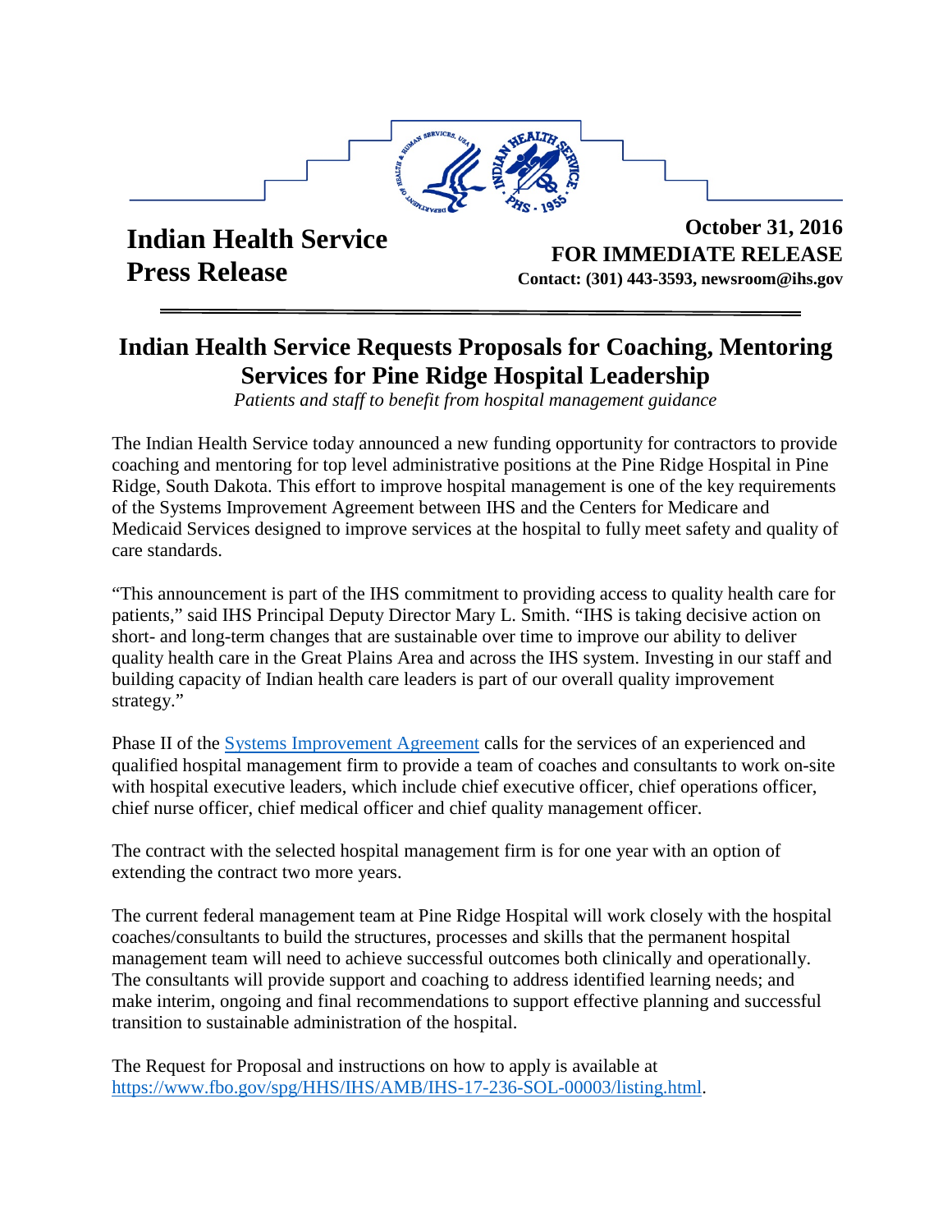**Indian Health Service Press Release**

**October 31, 2016**
**FOR IMMEDIATE RELEASE**
**Contact: (301) 443-3593, newsroom@ihs.gov**

# Indian Health Service Requests Proposals for Coaching, Mentoring Services for Pine Ridge Hospital Leadership

*Patients and staff to benefit from hospital management guidance*

The Indian Health Service today announced a new funding opportunity for contractors to provide coaching and mentoring for top level administrative positions at the Pine Ridge Hospital in Pine Ridge, South Dakota. This effort to improve hospital management is one of the key requirements of the Systems Improvement Agreement between IHS and the Centers for Medicare and Medicaid Services designed to improve services at the hospital to fully meet safety and quality of care standards.

"This announcement is part of the IHS commitment to providing access to quality health care for patients," said IHS Principal Deputy Director Mary L. Smith. "IHS is taking decisive action on short- and long-term changes that are sustainable over time to improve our ability to deliver quality health care in the Great Plains Area and across the IHS system. Investing in our staff and building capacity of Indian health care leaders is part of our overall quality improvement strategy."

Phase II of the Systems Improvement Agreement calls for the services of an experienced and qualified hospital management firm to provide a team of coaches and consultants to work on-site with hospital executive leaders, which include chief executive officer, chief operations officer, chief nurse officer, chief medical officer and chief quality management officer.

The contract with the selected hospital management firm is for one year with an option of extending the contract two more years.

The current federal management team at Pine Ridge Hospital will work closely with the hospital coaches/consultants to build the structures, processes and skills that the permanent hospital management team will need to achieve successful outcomes both clinically and operationally. The consultants will provide support and coaching to address identified learning needs; and make interim, ongoing and final recommendations to support effective planning and successful transition to sustainable administration of the hospital.

The Request for Proposal and instructions on how to apply is available at https://www.fbo.gov/spg/HHS/IHS/AMB/IHS-17-236-SOL-00003/listing.html.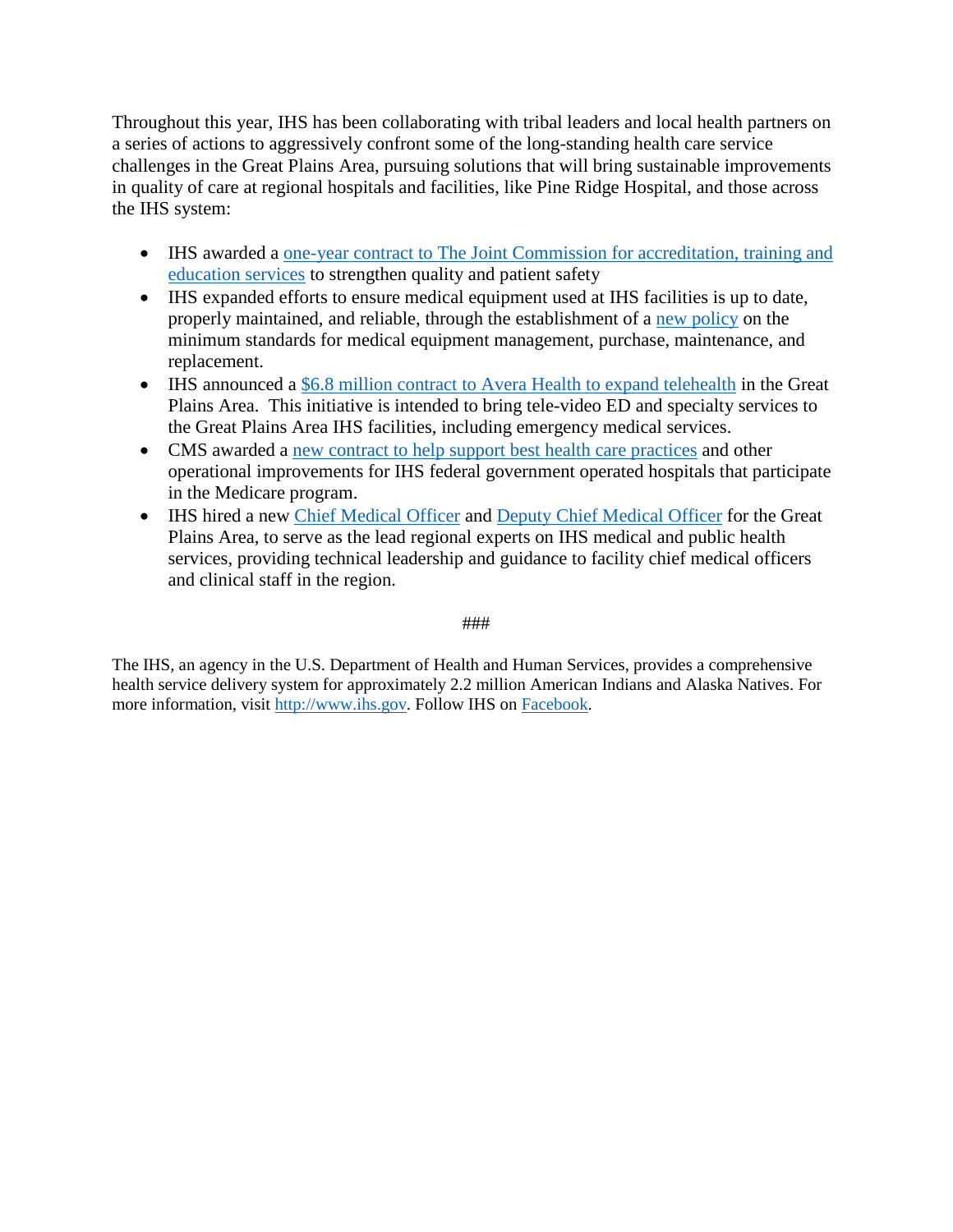Throughout this year, IHS has been collaborating with tribal leaders and local health partners on a series of actions to aggressively confront some of the long-standing health care service challenges in the Great Plains Area, pursuing solutions that will bring sustainable improvements in quality of care at regional hospitals and facilities, like Pine Ridge Hospital, and those across the IHS system:

- IHS awarded a one-year contract to The Joint Commission for accreditation, training and education services to strengthen quality and patient safety
- IHS expanded efforts to ensure medical equipment used at IHS facilities is up to date, properly maintained, and reliable, through the establishment of a new policy on the minimum standards for medical equipment management, purchase, maintenance, and replacement.
- IHS announced a $6.8 million contract to Avera Health to expand telehealth in the Great Plains Area. This initiative is intended to bring tele-video ED and specialty services to the Great Plains Area IHS facilities, including emergency medical services.
- CMS awarded a new contract to help support best health care practices and other operational improvements for IHS federal government operated hospitals that participate in the Medicare program.
- IHS hired a new Chief Medical Officer and Deputy Chief Medical Officer for the Great Plains Area, to serve as the lead regional experts on IHS medical and public health services, providing technical leadership and guidance to facility chief medical officers and clinical staff in the region.

###

The IHS, an agency in the U.S. Department of Health and Human Services, provides a comprehensive health service delivery system for approximately 2.2 million American Indians and Alaska Natives. For more information, visit http://www.ihs.gov. Follow IHS on Facebook.